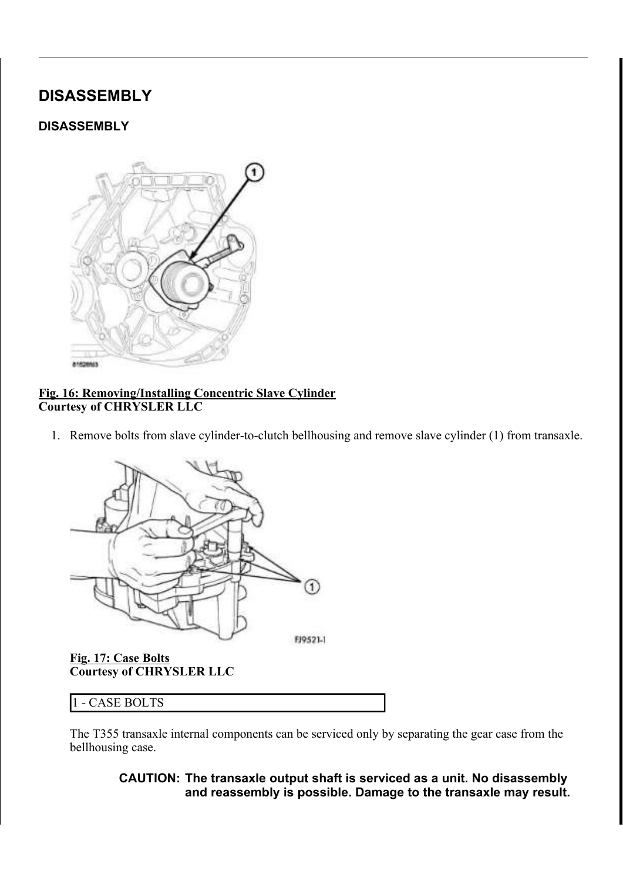# DISASSEMBLY

## DISASSEMBLY

**Fig. 16: Removing/Installing Concentric Slave Cylinder**
**Courtesy of CHRYSLER LLC**

1. Remove bolts from slave cylinder-to-clutch bellhousing and remove slave cylinder (1) from transaxle.

**Fig. 17: Case Bolts**
**Courtesy of CHRYSLER LLC**

| 1 - CASE BOLTS |
| --- |

The T355 transaxle internal components can be serviced only by separating the gear case from the bellhousing case.

> **CAUTION: The transaxle output shaft is serviced as a unit. No disassembly and reassembly is possible. Damage to the transaxle may result.**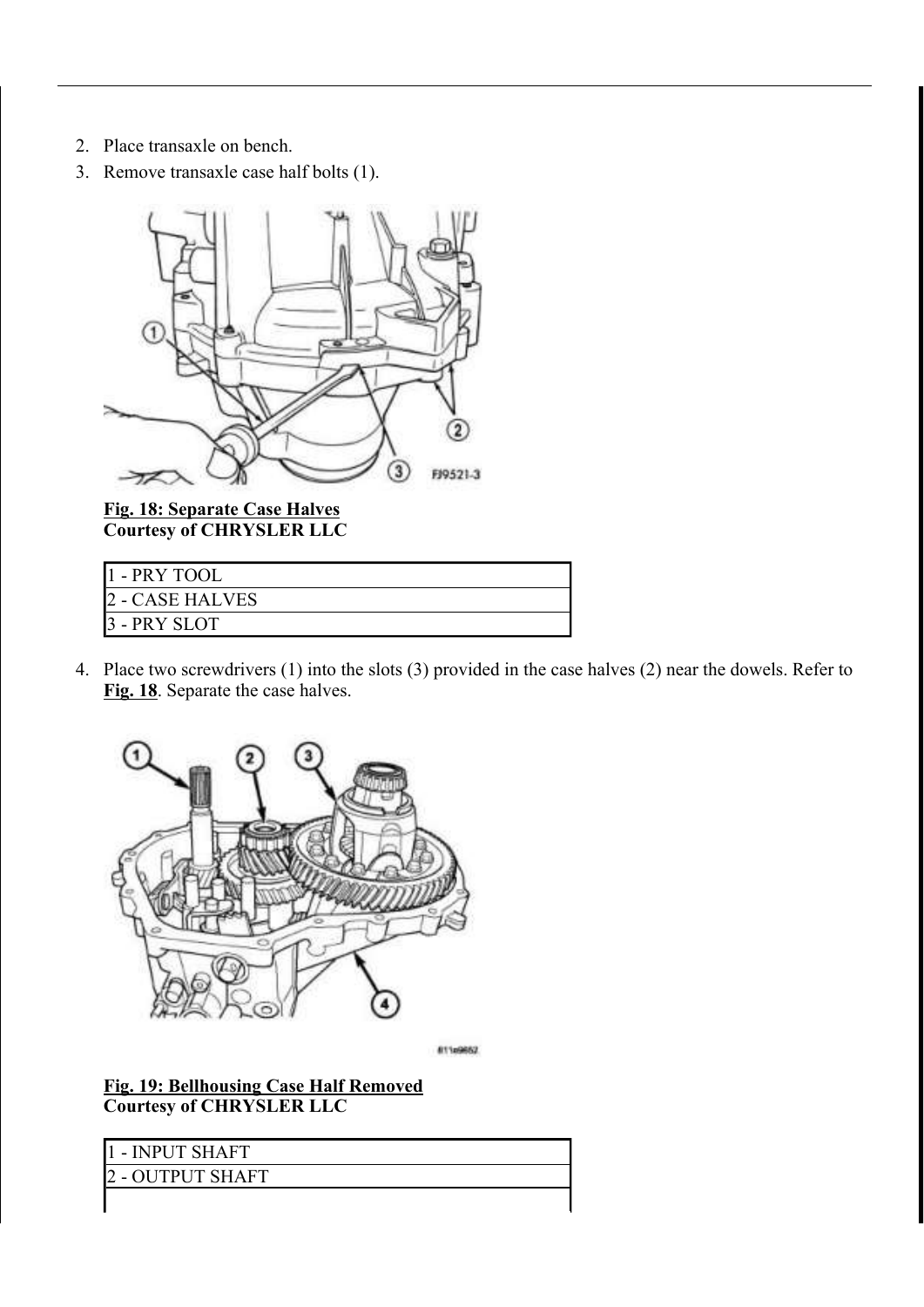2. Place transaxle on bench.
3. Remove transaxle case half bolts (1).

**Fig. 18: Separate Case Halves**
**Courtesy of CHRYSLER LLC**

| 1 - PRY TOOL |
| --- |
| 2 - CASE HALVES |
| 3 - PRY SLOT |

4. Place two screwdrivers (1) into the slots (3) provided in the case halves (2) near the dowels. Refer to **Fig. 18**. Separate the case halves.

**Fig. 19: Bellhousing Case Half Removed**
**Courtesy of CHRYSLER LLC**

| 1 - INPUT SHAFT |
| --- |
| 2 - OUTPUT SHAFT |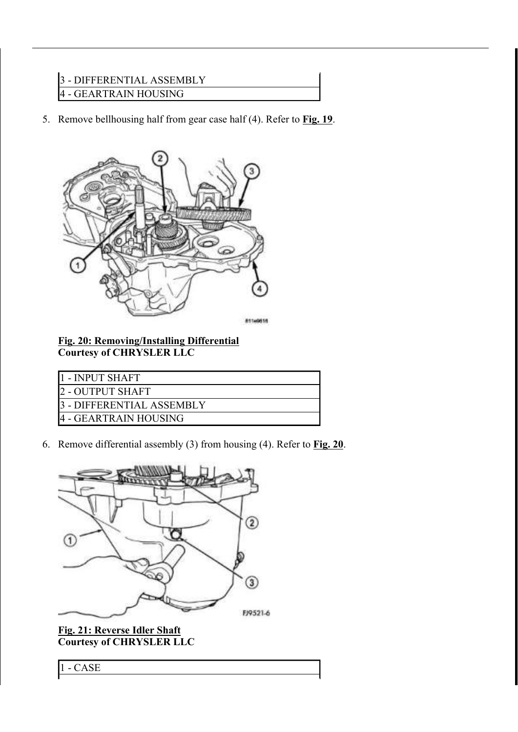| 3 - DIFFERENTIAL ASSEMBLY |
|---|
| 4 - GEARTRAIN HOUSING |

5. Remove bellhousing half from gear case half (4). Refer to **Fig. 19**.

**Fig. 20: Removing/Installing Differential**
**Courtesy of CHRYSLER LLC**

| 1 - INPUT SHAFT |
|---|
| 2 - OUTPUT SHAFT |
| 3 - DIFFERENTIAL ASSEMBLY |
| 4 - GEARTRAIN HOUSING |

6. Remove differential assembly (3) from housing (4). Refer to **Fig. 20**.

**Fig. 21: Reverse Idler Shaft**
**Courtesy of CHRYSLER LLC**

| 1 - CASE |
|---|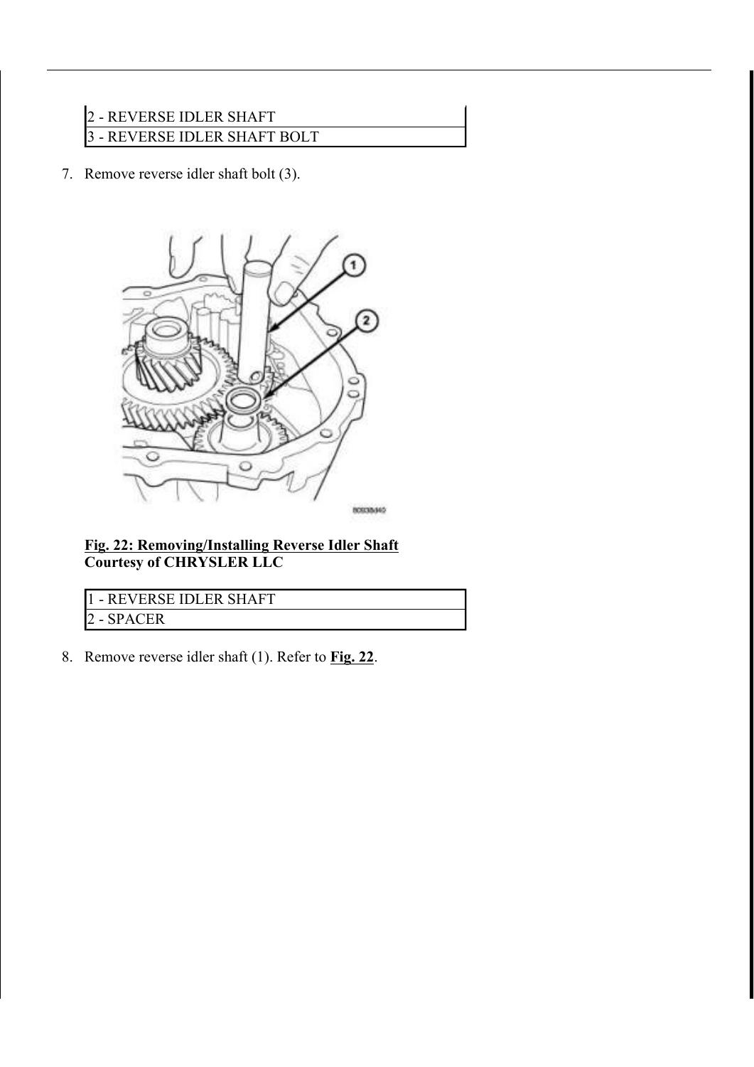| 2 - REVERSE IDLER SHAFT |
|---|
| 3 - REVERSE IDLER SHAFT BOLT |

7. Remove reverse idler shaft bolt (3).

**Fig. 22: Removing/Installing Reverse Idler Shaft**
**Courtesy of CHRYSLER LLC**

| 1 - REVERSE IDLER SHAFT |
|---|
| 2 - SPACER |

8. Remove reverse idler shaft (1). Refer to **Fig. 22**.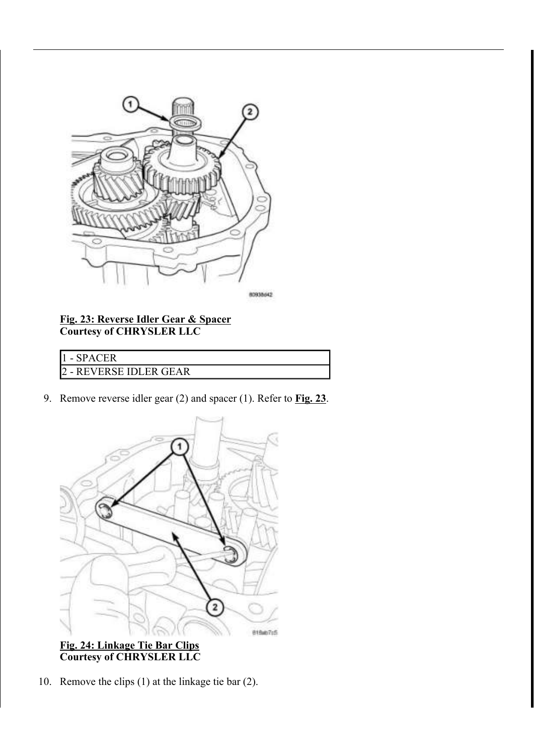**Fig. 23: Reverse Idler Gear & Spacer**
**Courtesy of CHRYSLER LLC**

| 1 - SPACER |
|---|
| 2 - REVERSE IDLER GEAR |

9. Remove reverse idler gear (2) and spacer (1). Refer to **Fig. 23**.

**Fig. 24: Linkage Tie Bar Clips**
**Courtesy of CHRYSLER LLC**

10. Remove the clips (1) at the linkage tie bar (2).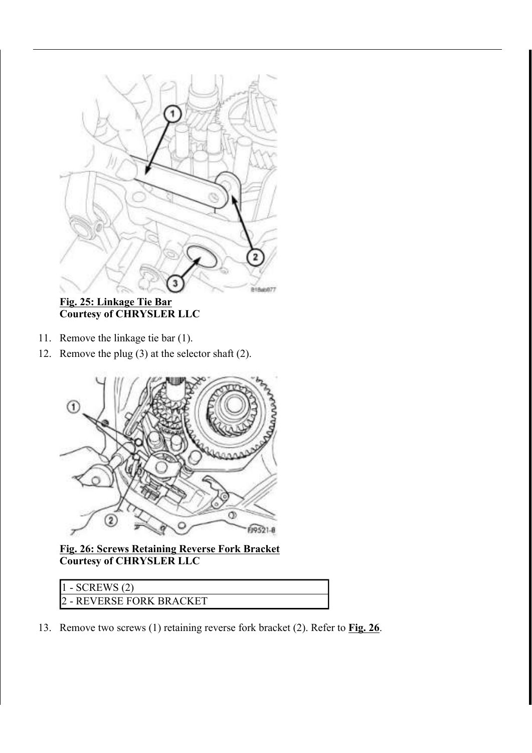**Fig. 25: Linkage Tie Bar**
**Courtesy of CHRYSLER LLC**

11. Remove the linkage tie bar (1).
12. Remove the plug (3) at the selector shaft (2).

**Fig. 26: Screws Retaining Reverse Fork Bracket**
**Courtesy of CHRYSLER LLC**

| 1 - SCREWS (2) |
|---|
| 2 - REVERSE FORK BRACKET |

13. Remove two screws (1) retaining reverse fork bracket (2). Refer to **Fig. 26**.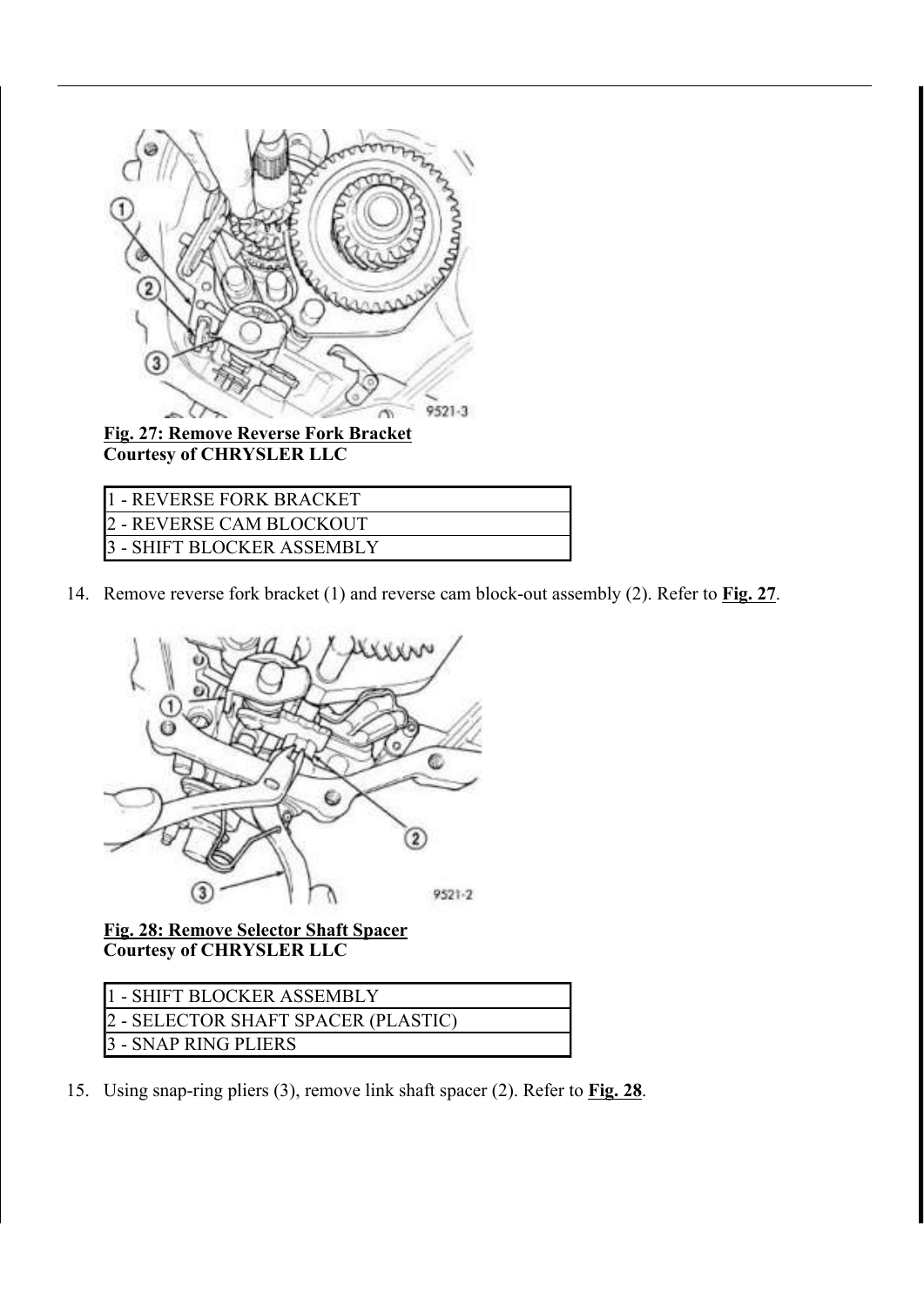**Fig. 27: Remove Reverse Fork Bracket**
**Courtesy of CHRYSLER LLC**

| 1 - REVERSE FORK BRACKET |
|---|
| 2 - REVERSE CAM BLOCKOUT |
| 3 - SHIFT BLOCKER ASSEMBLY |

14. Remove reverse fork bracket (1) and reverse cam block-out assembly (2). Refer to **Fig. 27**.

**Fig. 28: Remove Selector Shaft Spacer**
**Courtesy of CHRYSLER LLC**

| 1 - SHIFT BLOCKER ASSEMBLY |
|---|
| 2 - SELECTOR SHAFT SPACER (PLASTIC) |
| 3 - SNAP RING PLIERS |

15. Using snap-ring pliers (3), remove link shaft spacer (2). Refer to **Fig. 28**.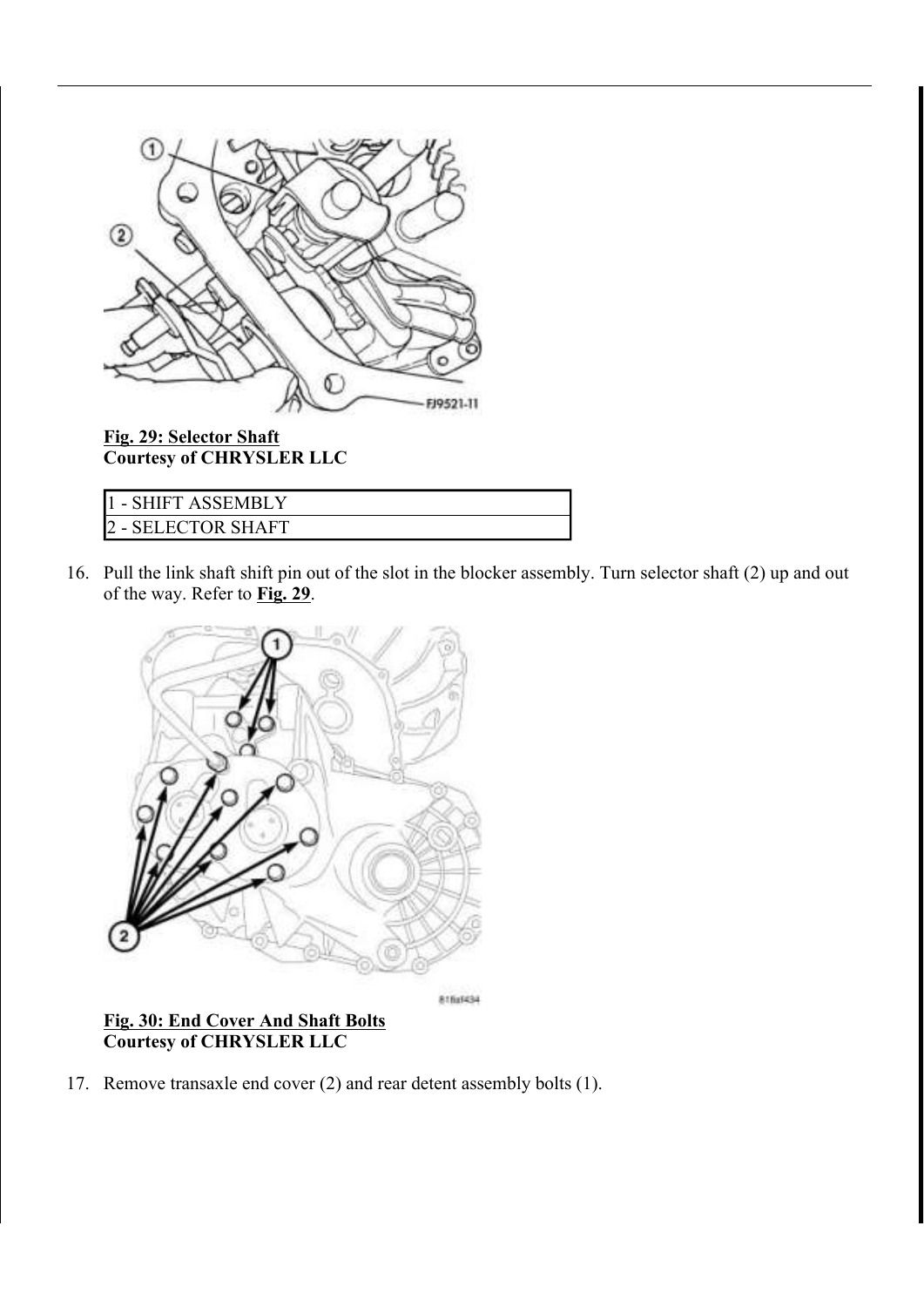**Fig. 29: Selector Shaft**
**Courtesy of CHRYSLER LLC**

| 1 - SHIFT ASSEMBLY |
| --- |
| 2 - SELECTOR SHAFT |

16. Pull the link shaft shift pin out of the slot in the blocker assembly. Turn selector shaft (2) up and out of the way. Refer to **Fig. 29**.

**Fig. 30: End Cover And Shaft Bolts**
**Courtesy of CHRYSLER LLC**

17. Remove transaxle end cover (2) and rear detent assembly bolts (1).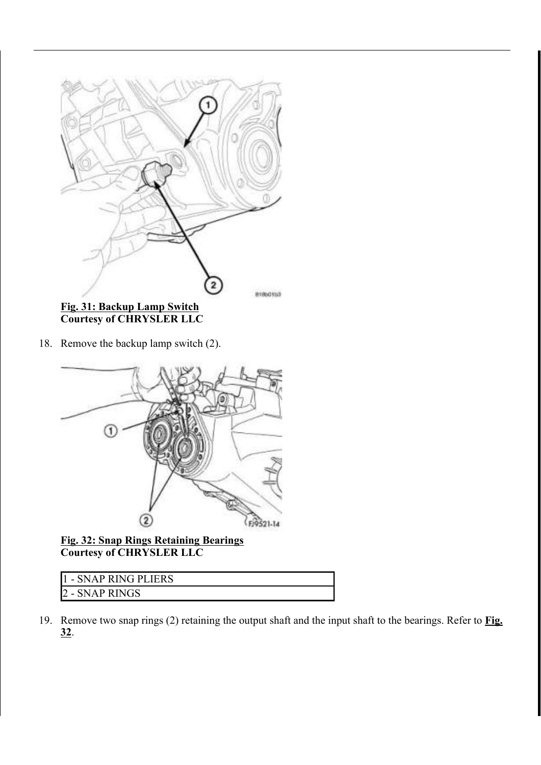**Fig. 31: Backup Lamp Switch**
**Courtesy of CHRYSLER LLC**

18. Remove the backup lamp switch (2).

**Fig. 32: Snap Rings Retaining Bearings**
**Courtesy of CHRYSLER LLC**

| 1 - SNAP RING PLIERS |
|---|
| 2 - SNAP RINGS |

19. Remove two snap rings (2) retaining the output shaft and the input shaft to the bearings. Refer to **Fig. 32**.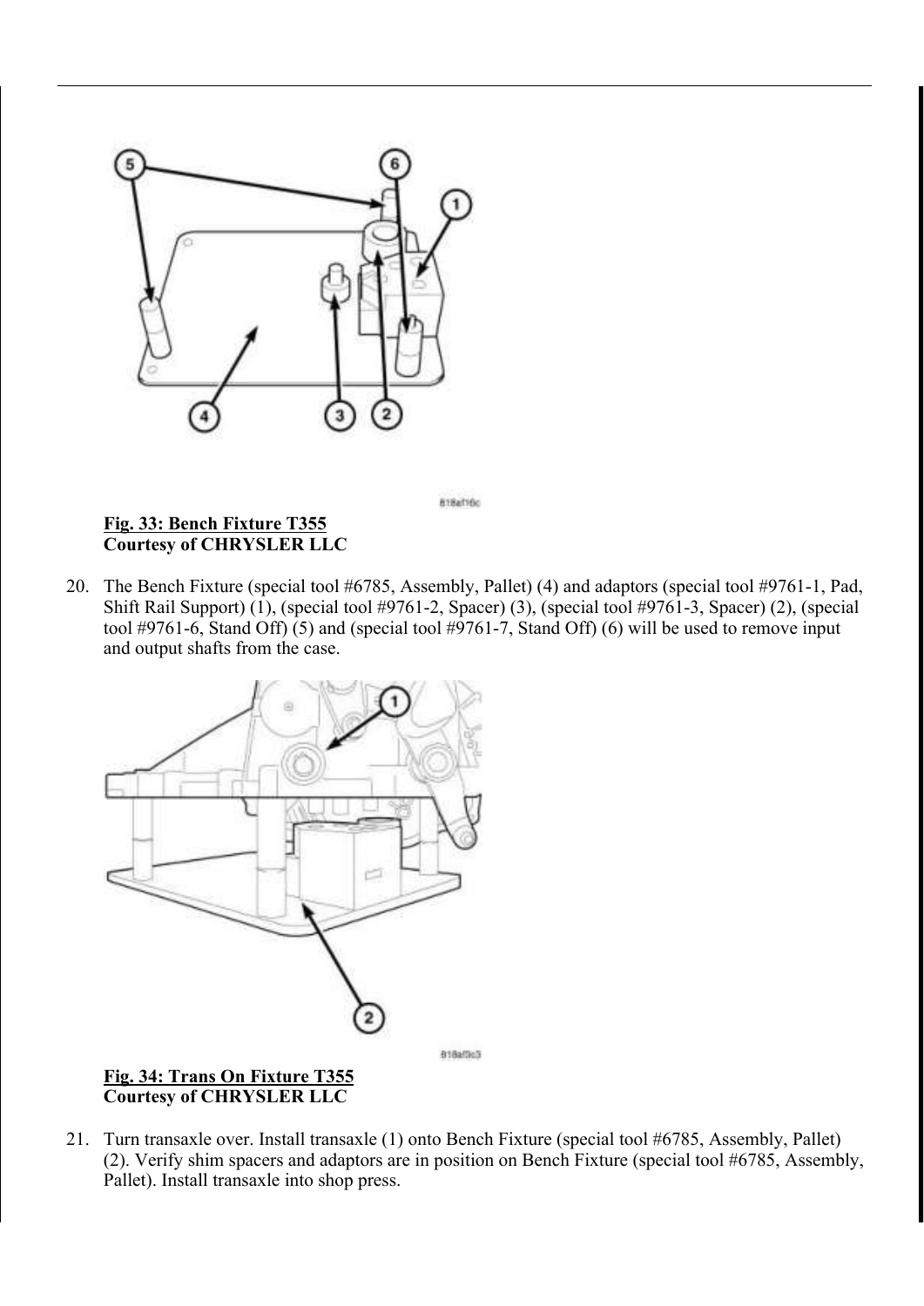**Fig. 33: Bench Fixture T355**
**Courtesy of CHRYSLER LLC**

20. The Bench Fixture (special tool #6785, Assembly, Pallet) (4) and adaptors (special tool #9761-1, Pad, Shift Rail Support) (1), (special tool #9761-2, Spacer) (3), (special tool #9761-3, Spacer) (2), (special tool #9761-6, Stand Off) (5) and (special tool #9761-7, Stand Off) (6) will be used to remove input and output shafts from the case.

**Fig. 34: Trans On Fixture T355**
**Courtesy of CHRYSLER LLC**

21. Turn transaxle over. Install transaxle (1) onto Bench Fixture (special tool #6785, Assembly, Pallet) (2). Verify shim spacers and adaptors are in position on Bench Fixture (special tool #6785, Assembly, Pallet). Install transaxle into shop press.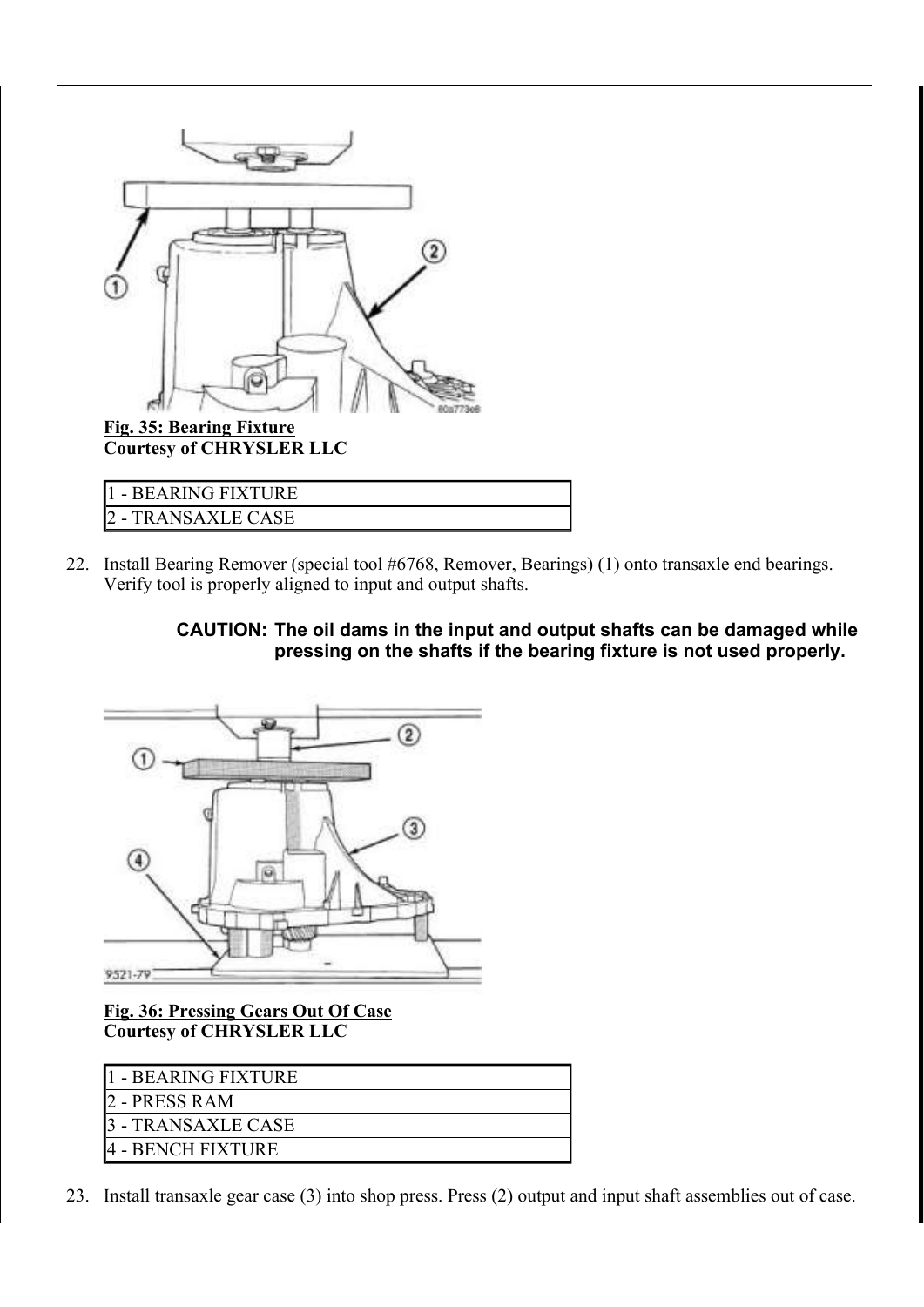**Fig. 35: Bearing Fixture**
**Courtesy of CHRYSLER LLC**

| 1 - BEARING FIXTURE |
|---|
| 2 - TRANSAXLE CASE |

22. Install Bearing Remover (special tool #6768, Remover, Bearings) (1) onto transaxle end bearings. Verify tool is properly aligned to input and output shafts.

**CAUTION: The oil dams in the input and output shafts can be damaged while pressing on the shafts if the bearing fixture is not used properly.**

**Fig. 36: Pressing Gears Out Of Case**
**Courtesy of CHRYSLER LLC**

| 1 - BEARING FIXTURE |
|---|
| 2 - PRESS RAM |
| 3 - TRANSAXLE CASE |
| 4 - BENCH FIXTURE |

23. Install transaxle gear case (3) into shop press. Press (2) output and input shaft assemblies out of case.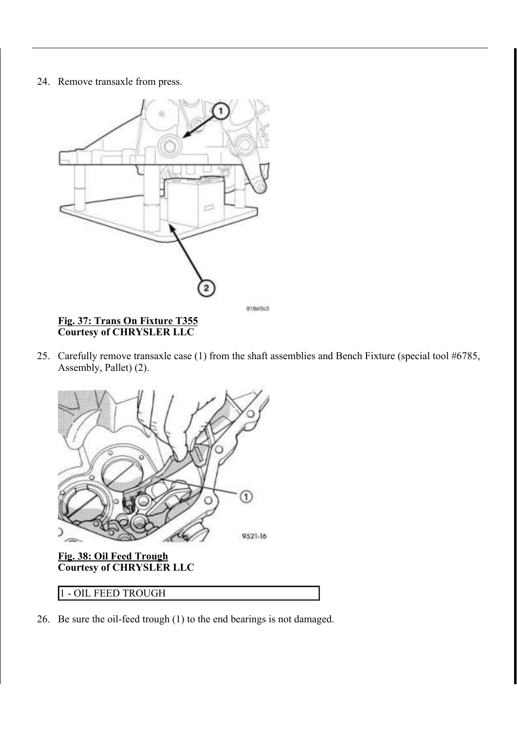24. Remove transaxle from press.

**Fig. 37: Trans On Fixture T355**
**Courtesy of CHRYSLER LLC**

25. Carefully remove transaxle case (1) from the shaft assemblies and Bench Fixture (special tool #6785, Assembly, Pallet) (2).

**Fig. 38: Oil Feed Trough**
**Courtesy of CHRYSLER LLC**

| 1 - OIL FEED TROUGH |
|---|

26. Be sure the oil-feed trough (1) to the end bearings is not damaged.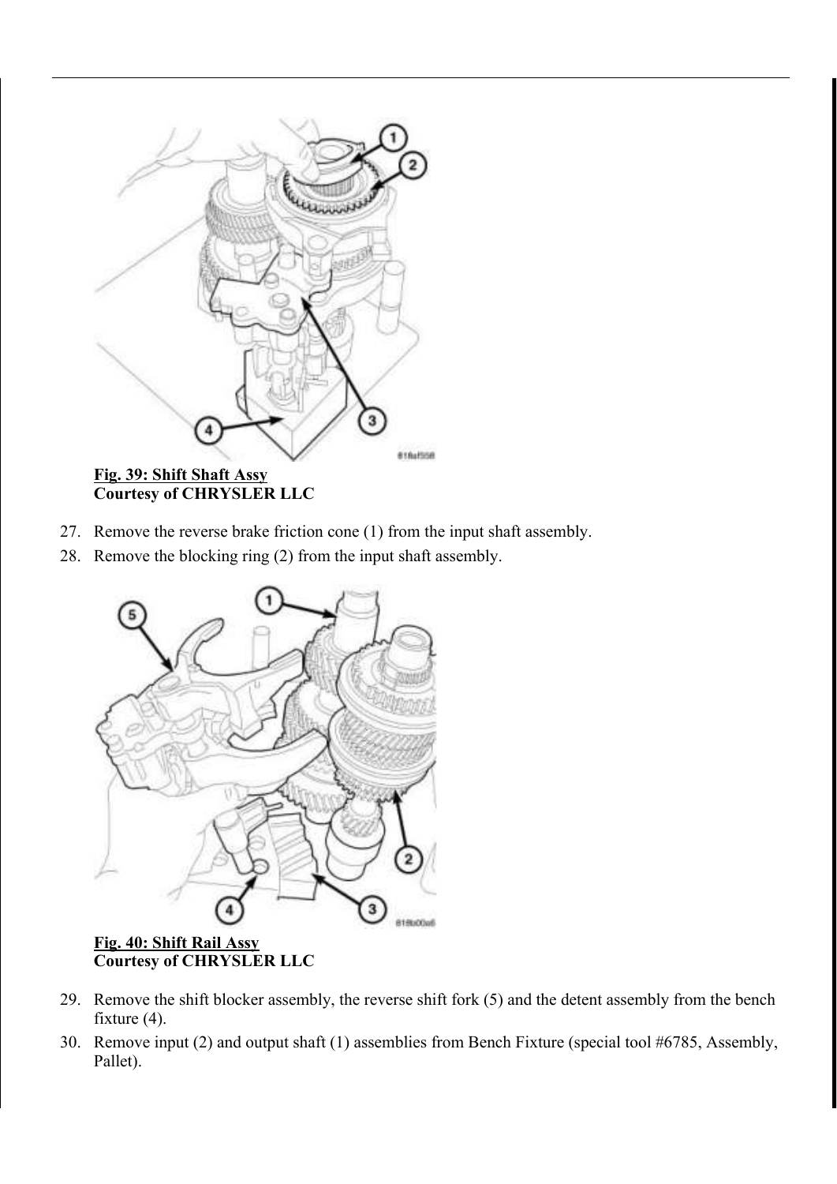**Fig. 39: Shift Shaft Assy**
**Courtesy of CHRYSLER LLC**

27. Remove the reverse brake friction cone (1) from the input shaft assembly.
28. Remove the blocking ring (2) from the input shaft assembly.

**Fig. 40: Shift Rail Assy**
**Courtesy of CHRYSLER LLC**

29. Remove the shift blocker assembly, the reverse shift fork (5) and the detent assembly from the bench fixture (4).
30. Remove input (2) and output shaft (1) assemblies from Bench Fixture (special tool #6785, Assembly, Pallet).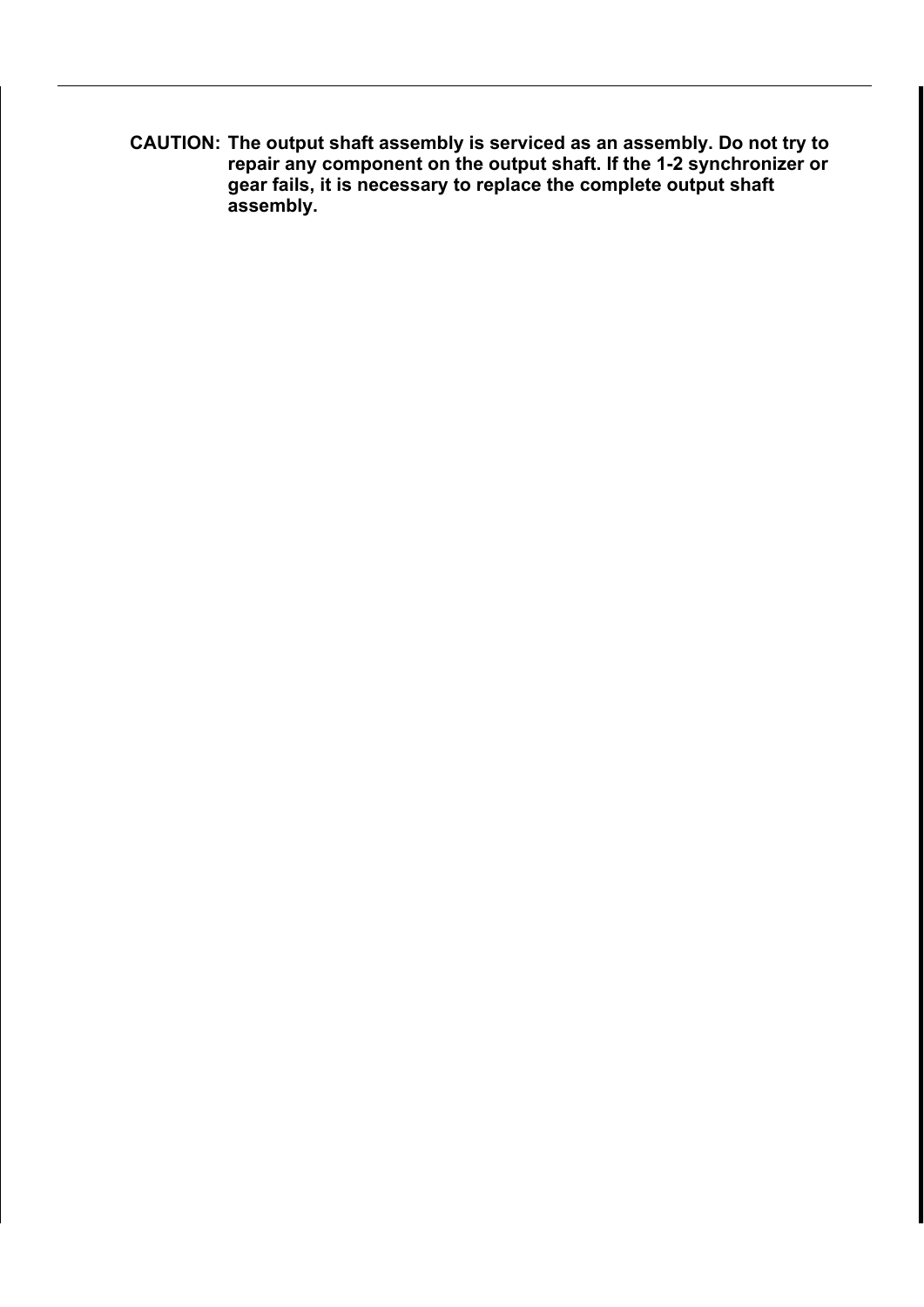**CAUTION:** **The output shaft assembly is serviced as an assembly. Do not try to repair any component on the output shaft. If the 1-2 synchronizer or gear fails, it is necessary to replace the complete output shaft assembly.**